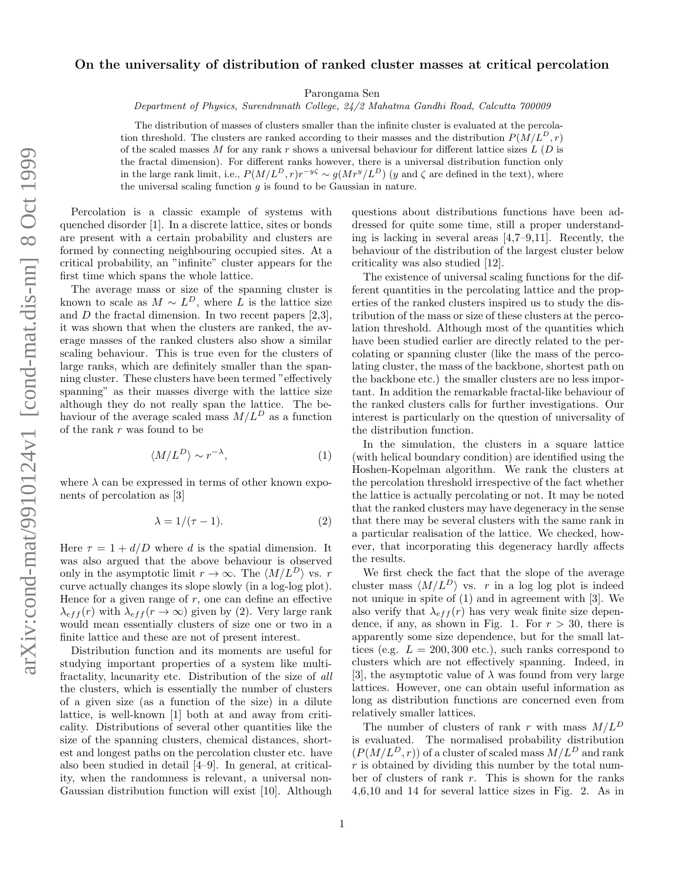# On the universality of distribution of ranked cluster masses at critical percolation

Parongama Sen

*Department of Physics, Surendranath College, 24/2 Mahatma Gandhi Road, Calcutta 700009*

The distribution of masses of clusters smaller than the infinite cluster is evaluated at the percolation threshold. The clusters are ranked according to their masses and the distribution $P(M/L^D, r)$ of the scaled masses $M$ for any rank $r$ shows a universal behaviour for different lattice sizes $L$ ($D$ is the fractal dimension). For different ranks however, there is a universal distribution function only in the large rank limit, i.e., $P(M/L^D, r)r^{-y\zeta} \sim g(Mr^y/L^D)$ ($y$ and $\zeta$ are defined in the text), where the universal scaling function $g$ is found to be Gaussian in nature.

Percolation is a classic example of systems with quenched disorder [1]. In a discrete lattice, sites or bonds are present with a certain probability and clusters are formed by connecting neighbouring occupied sites. At a critical probability, an "infinite" cluster appears for the first time which spans the whole lattice.

The average mass or size of the spanning cluster is known to scale as $M \sim L^D$, where $L$ is the lattice size and $D$ the fractal dimension. In two recent papers [2,3], it was shown that when the clusters are ranked, the average masses of the ranked clusters also show a similar scaling behaviour. This is true even for the clusters of large ranks, which are definitely smaller than the spanning cluster. These clusters have been termed "effectively spanning" as their masses diverge with the lattice size although they do not really span the lattice. The behaviour of the average scaled mass $M/L^D$ as a function of the rank $r$ was found to be

$$\langle M/L^D \rangle \sim r^{-\lambda}, \tag{1}$$

where $\lambda$ can be expressed in terms of other known exponents of percolation as [3]

$$\lambda = 1/(\tau - 1). \tag{2}$$

Here $\tau = 1 + d/D$ where $d$ is the spatial dimension. It was also argued that the above behaviour is observed only in the asymptotic limit $r \to \infty$. The $\langle M/L^D \rangle$ vs. $r$ curve actually changes its slope slowly (in a log-log plot). Hence for a given range of $r$, one can define an effective $\lambda_{eff}(r)$ with $\lambda_{eff}(r \to \infty)$ given by (2). Very large rank would mean essentially clusters of size one or two in a finite lattice and these are not of present interest.

Distribution function and its moments are useful for studying important properties of a system like multifractality, lacunarity etc. Distribution of the size of *all* the clusters, which is essentially the number of clusters of a given size (as a function of the size) in a dilute lattice, is well-known [1] both at and away from criticality. Distributions of several other quantities like the size of the spanning clusters, chemical distances, shortest and longest paths on the percolation cluster etc. have also been studied in detail [4–9]. In general, at criticality, when the randomness is relevant, a universal non-Gaussian distribution function will exist [10]. Although questions about distributions functions have been addressed for quite some time, still a proper understanding is lacking in several areas [4,7–9,11]. Recently, the behaviour of the distribution of the largest cluster below criticality was also studied [12].

The existence of universal scaling functions for the different quantities in the percolating lattice and the properties of the ranked clusters inspired us to study the distribution of the mass or size of these clusters at the percolation threshold. Although most of the quantities which have been studied earlier are directly related to the percolating or spanning cluster (like the mass of the percolating cluster, the mass of the backbone, shortest path on the backbone etc.) the smaller clusters are no less important. In addition the remarkable fractal-like behaviour of the ranked clusters calls for further investigations. Our interest is particularly on the question of universality of the distribution function.

In the simulation, the clusters in a square lattice (with helical boundary condition) are identified using the Hoshen-Kopelman algorithm. We rank the clusters at the percolation threshold irrespective of the fact whether the lattice is actually percolating or not. It may be noted that the ranked clusters may have degeneracy in the sense that there may be several clusters with the same rank in a particular realisation of the lattice. We checked, however, that incorporating this degeneracy hardly affects the results.

We first check the fact that the slope of the average cluster mass $\langle M/L^D \rangle$ vs. $r$ in a log log plot is indeed not unique in spite of (1) and in agreement with [3]. We also verify that $\lambda_{eff}(r)$ has very weak finite size dependence, if any, as shown in Fig. 1. For $r > 30$, there is apparently some size dependence, but for the small lattices (e.g. $L = 200, 300$ etc.), such ranks correspond to clusters which are not effectively spanning. Indeed, in [3], the asymptotic value of $\lambda$ was found from very large lattices. However, one can obtain useful information as long as distribution functions are concerned even from relatively smaller lattices.

The number of clusters of rank $r$ with mass $M/L^D$ is evaluated. The normalised probability distribution ($P(M/L^D, r)$) of a cluster of scaled mass $M/L^D$ and rank $r$ is obtained by dividing this number by the total number of clusters of rank $r$. This is shown for the ranks 4,6,10 and 14 for several lattice sizes in Fig. 2. As in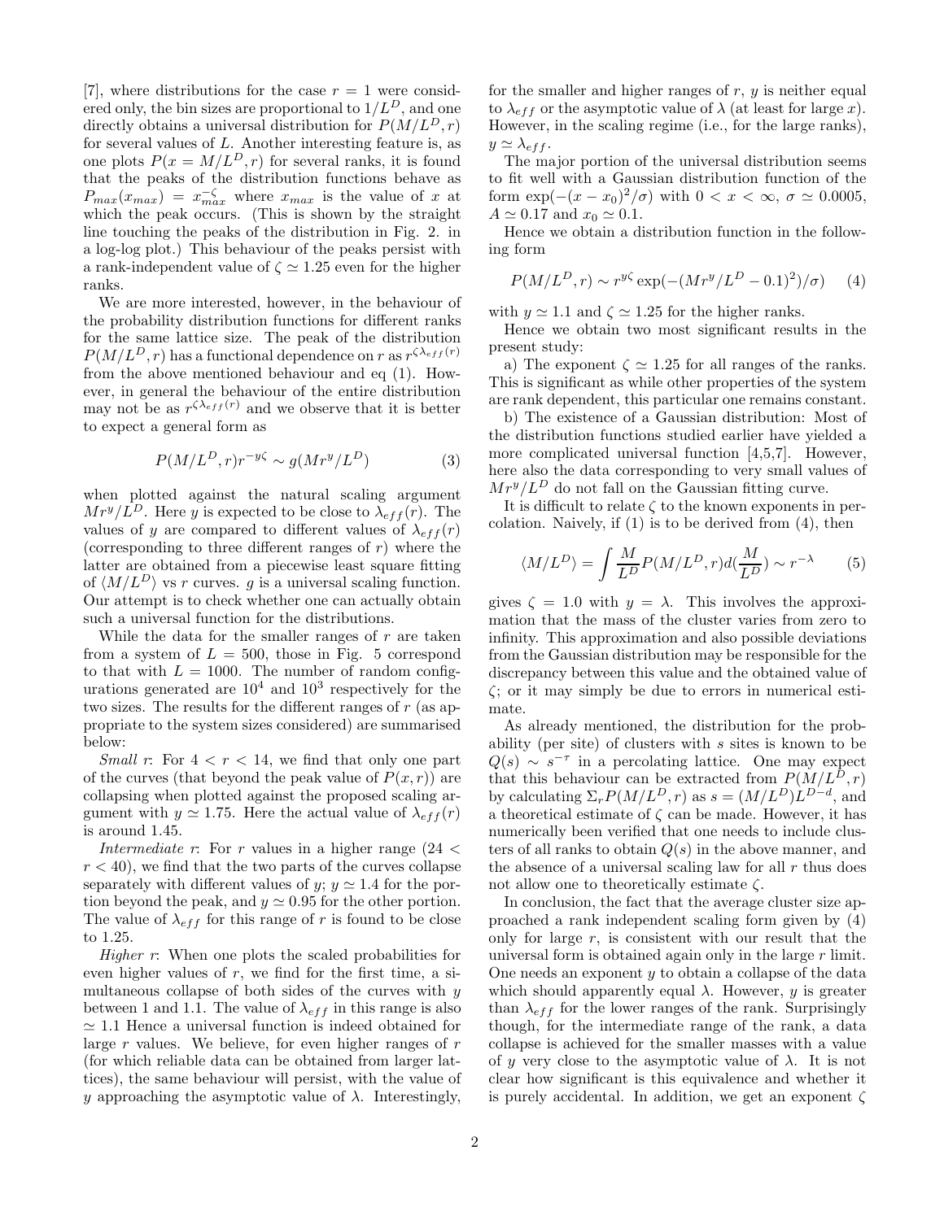[7], where distributions for the case $r = 1$ were considered only, the bin sizes are proportional to $1/L^D$, and one directly obtains a universal distribution for $P(M/L^D, r)$ for several values of $L$. Another interesting feature is, as one plots $P(x = M/L^D, r)$ for several ranks, it is found that the peaks of the distribution functions behave as $P_{max}(x_{max}) = x_{max}^{-\zeta}$ where $x_{max}$ is the value of $x$ at which the peak occurs. (This is shown by the straight line touching the peaks of the distribution in Fig. 2. in a log-log plot.) This behaviour of the peaks persist with a rank-independent value of $\zeta \simeq 1.25$ even for the higher ranks.

We are more interested, however, in the behaviour of the probability distribution functions for different ranks for the same lattice size. The peak of the distribution $P(M/L^D, r)$ has a functional dependence on $r$ as $r^{\zeta\lambda_{eff}(r)}$ from the above mentioned behaviour and eq (1). However, in general the behaviour of the entire distribution may not be as $r^{\zeta\lambda_{eff}(r)}$ and we observe that it is better to expect a general form as

$$P(M/L^D, r) r^{-y\zeta} \sim g(Mr^y/L^D) \qquad (3)$$

when plotted against the natural scaling argument $Mr^y/L^D$. Here $y$ is expected to be close to $\lambda_{eff}(r)$. The values of $y$ are compared to different values of $\lambda_{eff}(r)$ (corresponding to three different ranges of $r$) where the latter are obtained from a piecewise least square fitting of $\langle M/L^D \rangle$ vs $r$ curves. $g$ is a universal scaling function. Our attempt is to check whether one can actually obtain such a universal function for the distributions.

While the data for the smaller ranges of $r$ are taken from a system of $L = 500$, those in Fig. 5 correspond to that with $L = 1000$. The number of random configurations generated are $10^4$ and $10^3$ respectively for the two sizes. The results for the different ranges of $r$ (as appropriate to the system sizes considered) are summarised below:

*Small r*: For $4 < r < 14$, we find that only one part of the curves (that beyond the peak value of $P(x, r)$) are collapsing when plotted against the proposed scaling argument with $y \simeq 1.75$. Here the actual value of $\lambda_{eff}(r)$ is around 1.45.

*Intermediate r*: For $r$ values in a higher range ($24 < r < 40$), we find that the two parts of the curves collapse separately with different values of $y$; $y \simeq 1.4$ for the portion beyond the peak, and $y \simeq 0.95$ for the other portion. The value of $\lambda_{eff}$ for this range of $r$ is found to be close to 1.25.

*Higher r*: When one plots the scaled probabilities for even higher values of $r$, we find for the first time, a simultaneous collapse of both sides of the curves with $y$ between 1 and 1.1. The value of $\lambda_{eff}$ in this range is also $\simeq 1.1$ Hence a universal function is indeed obtained for large $r$ values. We believe, for even higher ranges of $r$ (for which reliable data can be obtained from larger lattices), the same behaviour will persist, with the value of $y$ approaching the asymptotic value of $\lambda$. Interestingly, for the smaller and higher ranges of $r$, $y$ is neither equal to $\lambda_{eff}$ or the asymptotic value of $\lambda$ (at least for large $x$). However, in the scaling regime (i.e., for the large ranks), $y \simeq \lambda_{eff}$.

The major portion of the universal distribution seems to fit well with a Gaussian distribution function of the form $\exp(-(x - x_0)^2/\sigma)$ with $0 < x < \infty$, $\sigma \simeq 0.0005$, $A \simeq 0.17$ and $x_0 \simeq 0.1$.

Hence we obtain a distribution function in the following form

$$P(M/L^D, r) \sim r^{y\zeta} \exp(-(Mr^y/L^D - 0.1)^2)/\sigma) \qquad (4)$$

with $y \simeq 1.1$ and $\zeta \simeq 1.25$ for the higher ranks.

Hence we obtain two most significant results in the present study:

a) The exponent $\zeta \simeq 1.25$ for all ranges of the ranks. This is significant as while other properties of the system are rank dependent, this particular one remains constant.

b) The existence of a Gaussian distribution: Most of the distribution functions studied earlier have yielded a more complicated universal function [4,5,7]. However, here also the data corresponding to very small values of $Mr^y/L^D$ do not fall on the Gaussian fitting curve.

It is difficult to relate $\zeta$ to the known exponents in percolation. Naively, if (1) is to be derived from (4), then

$$\langle M/L^D \rangle = \int \frac{M}{L^D} P(M/L^D, r) d(\frac{M}{L^D}) \sim r^{-\lambda} \qquad (5)$$

gives $\zeta = 1.0$ with $y = \lambda$. This involves the approximation that the mass of the cluster varies from zero to infinity. This approximation and also possible deviations from the Gaussian distribution may be responsible for the discrepancy between this value and the obtained value of $\zeta$; or it may simply be due to errors in numerical estimate.

As already mentioned, the distribution for the probability (per site) of clusters with $s$ sites is known to be $Q(s) \sim s^{-\tau}$ in a percolating lattice. One may expect that this behaviour can be extracted from $P(M/L^D, r)$ by calculating $\Sigma_r P(M/L^D, r)$ as $s = (M/L^D)L^{D-d}$, and a theoretical estimate of $\zeta$ can be made. However, it has numerically been verified that one needs to include clusters of all ranks to obtain $Q(s)$ in the above manner, and the absence of a universal scaling law for all $r$ thus does not allow one to theoretically estimate $\zeta$.

In conclusion, the fact that the average cluster size approached a rank independent scaling form given by (4) only for large $r$, is consistent with our result that the universal form is obtained again only in the large $r$ limit. One needs an exponent $y$ to obtain a collapse of the data which should apparently equal $\lambda$. However, $y$ is greater than $\lambda_{eff}$ for the lower ranges of the rank. Surprisingly though, for the intermediate range of the rank, a data collapse is achieved for the smaller masses with a value of $y$ very close to the asymptotic value of $\lambda$. It is not clear how significant is this equivalence and whether it is purely accidental. In addition, we get an exponent $\zeta$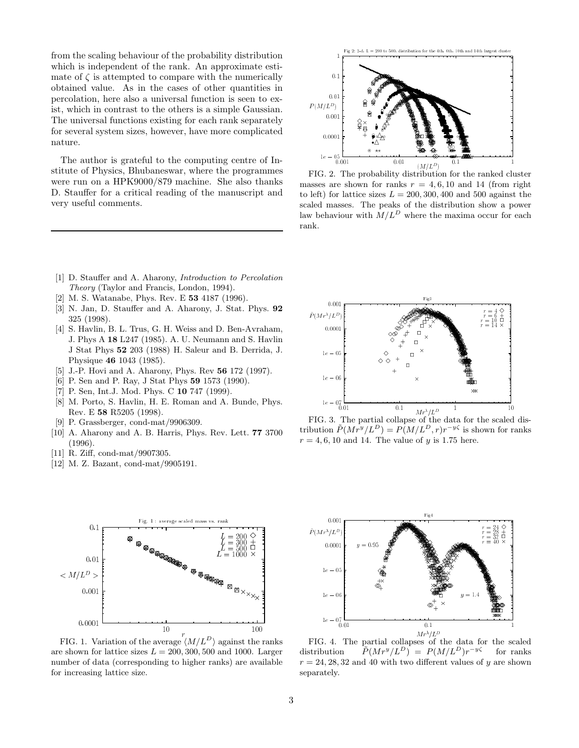from the scaling behaviour of the probability distribution which is independent of the rank. An approximate estimate of $\zeta$ is attempted to compare with the numerically obtained value. As in the cases of other quantities in percolation, here also a universal function is seen to exist, which in contrast to the others is a simple Gaussian. The universal functions existing for each rank separately for several system sizes, however, have more complicated nature.

The author is grateful to the computing centre of Institute of Physics, Bhubaneswar, where the programmes were run on a HPK9000/879 machine. She also thanks D. Stauffer for a critical reading of the manuscript and very useful comments.

---

[1] D. Stauffer and A. Aharony, *Introduction to Percolation Theory* (Taylor and Francis, London, 1994).

[2] M. S. Watanabe, Phys. Rev. E **53** 4187 (1996).

[3] N. Jan, D. Stauffer and A. Aharony, J. Stat. Phys. **92** 325 (1998).

[4] S. Havlin, B. L. Trus, G. H. Weiss and D. Ben-Avraham, J. Phys A **18** L247 (1985). A. U. Neumann and S. Havlin J Stat Phys **52** 203 (1988) H. Saleur and B. Derrida, J. Physique **46** 1043 (1985).

[5] J.-P. Hovi and A. Aharony, Phys. Rev **56** 172 (1997).

[6] P. Sen and P. Ray, J Stat Phys **59** 1573 (1990).

[7] P. Sen, Int.J. Mod. Phys. C **10** 747 (1999).

[8] M. Porto, S. Havlin, H. E. Roman and A. Bunde, Phys. Rev. E **58** R5205 (1998).

[9] P. Grassberger, cond-mat/9906309.

[10] A. Aharony and A. B. Harris, Phys. Rev. Lett. **77** 3700 (1996).

[11] R. Ziff, cond-mat/9907305.

[12] M. Z. Bazant, cond-mat/9905191.

FIG. 1. Variation of the average $\langle M/L^D \rangle$ against the ranks are shown for lattice sizes $L = 200, 300, 500$ and $1000$. Larger number of data (corresponding to higher ranks) are available for increasing lattice size.

FIG. 2. The probability distribution for the ranked cluster masses are shown for ranks $r = 4, 6, 10$ and $14$ (from right to left) for lattice sizes $L = 200, 300, 400$ and $500$ against the scaled masses. The peaks of the distribution show a power law behaviour with $M/L^D$ where the maxima occur for each rank.

FIG. 3. The partial collapse of the data for the scaled distribution $\tilde{P}(Mr^y/L^D) = P(M/L^D, r)r^{-y\zeta}$ is shown for ranks $r = 4, 6, 10$ and $14$. The value of $y$ is 1.75 here.

FIG. 4. The partial collapses of the data for the scaled distribution $\tilde{P}(Mr^y/L^D) = P(M/L^D)r^{-y\zeta}$ for ranks $r = 24, 28, 32$ and $40$ with two different values of $y$ are shown separately.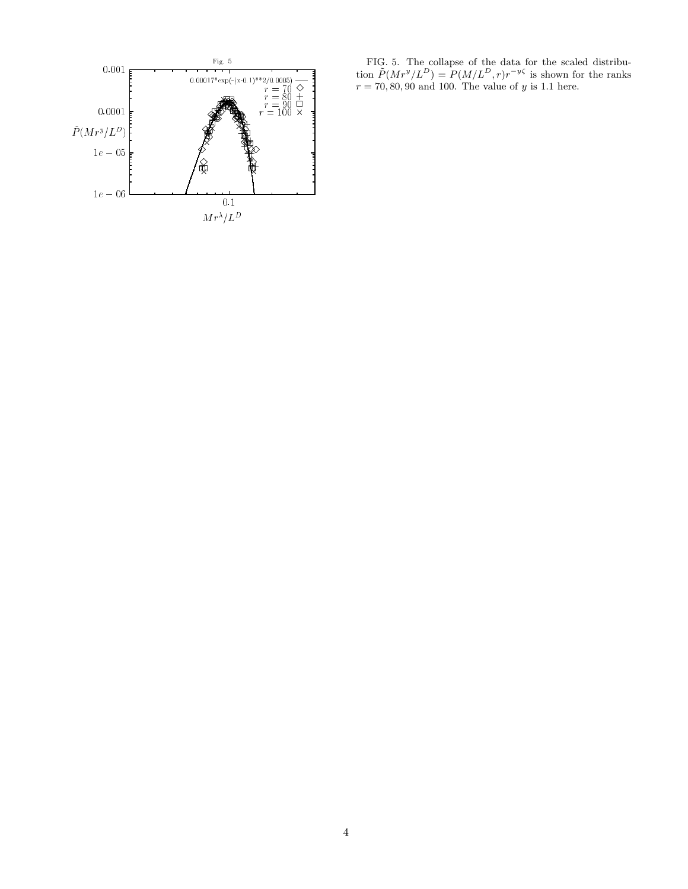Fig. 5

0.00017*exp(-(x-0.1)**2/0.0005)

$r = 70$

$r = 80$

$r = 90$

$r = 100$

0.001

0.0001

$1e-05$

$1e-06$

$\tilde{P}(Mr^y/L^D)$

0.1

$Mr^\lambda/L^D$

FIG. 5. The collapse of the data for the scaled distribution $\tilde{P}(Mr^y/L^D) = P(M/L^D, r)r^{-y\zeta}$ is shown for the ranks $r = 70, 80, 90$ and 100. The value of $y$ is 1.1 here.